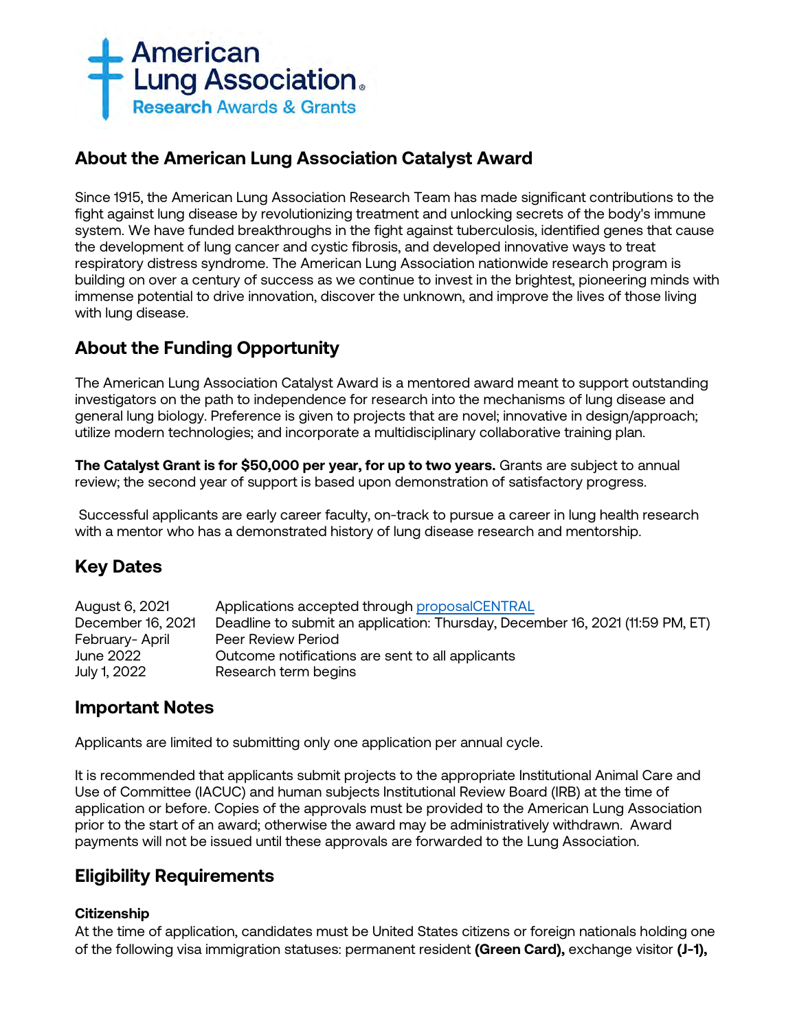American Lung Association
Research Awards & Grants

## About the American Lung Association Catalyst Award

Since 1915, the American Lung Association Research Team has made significant contributions to the fight against lung disease by revolutionizing treatment and unlocking secrets of the body's immune system. We have funded breakthroughs in the fight against tuberculosis, identified genes that cause the development of lung cancer and cystic fibrosis, and developed innovative ways to treat respiratory distress syndrome. The American Lung Association nationwide research program is building on over a century of success as we continue to invest in the brightest, pioneering minds with immense potential to drive innovation, discover the unknown, and improve the lives of those living with lung disease.

## About the Funding Opportunity

The American Lung Association Catalyst Award is a mentored award meant to support outstanding investigators on the path to independence for research into the mechanisms of lung disease and general lung biology. Preference is given to projects that are novel; innovative in design/approach; utilize modern technologies; and incorporate a multidisciplinary collaborative training plan.

**The Catalyst Grant is for $50,000 per year, for up to two years.** Grants are subject to annual review; the second year of support is based upon demonstration of satisfactory progress.

Successful applicants are early career faculty, on-track to pursue a career in lung health research with a mentor who has a demonstrated history of lung disease research and mentorship.

## Key Dates

| | |
|---|---|
| August 6, 2021 | Applications accepted through proposalCENTRAL |
| December 16, 2021 | Deadline to submit an application: Thursday, December 16, 2021 (11:59 PM, ET) |
| February- April | Peer Review Period |
| June 2022 | Outcome notifications are sent to all applicants |
| July 1, 2022 | Research term begins |

## Important Notes

Applicants are limited to submitting only one application per annual cycle.

It is recommended that applicants submit projects to the appropriate Institutional Animal Care and Use of Committee (IACUC) and human subjects Institutional Review Board (IRB) at the time of application or before. Copies of the approvals must be provided to the American Lung Association prior to the start of an award; otherwise the award may be administratively withdrawn. Award payments will not be issued until these approvals are forwarded to the Lung Association.

## Eligibility Requirements

### Citizenship

At the time of application, candidates must be United States citizens or foreign nationals holding one of the following visa immigration statuses: permanent resident **(Green Card),** exchange visitor **(J-1),**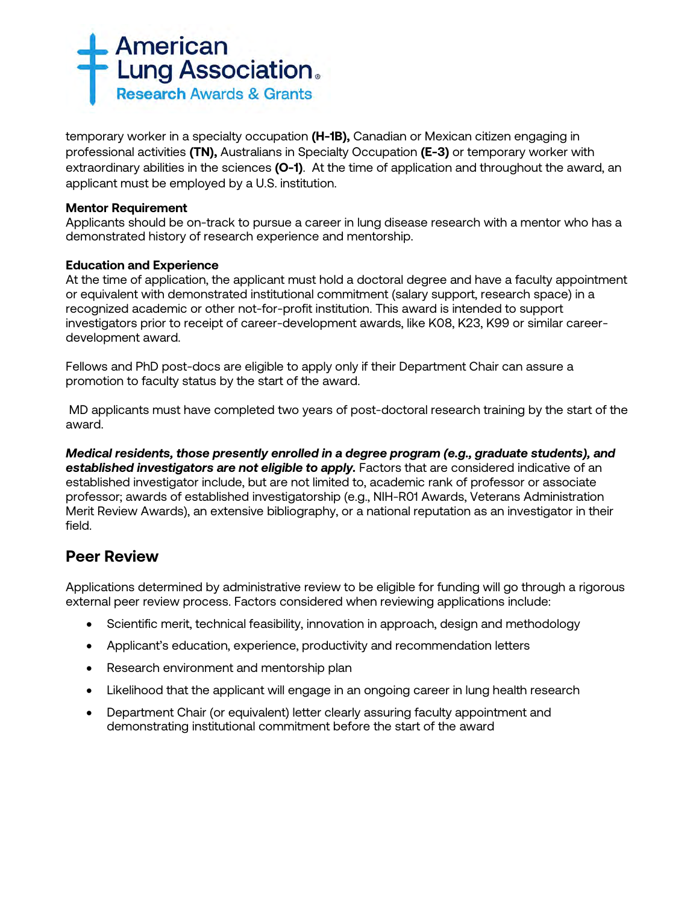temporary worker in a specialty occupation **(H-1B),** Canadian or Mexican citizen engaging in professional activities **(TN),** Australians in Specialty Occupation **(E-3)** or temporary worker with extraordinary abilities in the sciences **(O-1)**. At the time of application and throughout the award, an applicant must be employed by a U.S. institution.

**Mentor Requirement**
Applicants should be on-track to pursue a career in lung disease research with a mentor who has a demonstrated history of research experience and mentorship.

**Education and Experience**
At the time of application, the applicant must hold a doctoral degree and have a faculty appointment or equivalent with demonstrated institutional commitment (salary support, research space) in a recognized academic or other not-for-profit institution. This award is intended to support investigators prior to receipt of career-development awards, like K08, K23, K99 or similar career-development award.

Fellows and PhD post-docs are eligible to apply only if their Department Chair can assure a promotion to faculty status by the start of the award.

MD applicants must have completed two years of post-doctoral research training by the start of the award.

***Medical residents, those presently enrolled in a degree program (e.g., graduate students), and established investigators are not eligible to apply.*** Factors that are considered indicative of an established investigator include, but are not limited to, academic rank of professor or associate professor; awards of established investigatorship (e.g., NIH-R01 Awards, Veterans Administration Merit Review Awards), an extensive bibliography, or a national reputation as an investigator in their field.

## Peer Review

Applications determined by administrative review to be eligible for funding will go through a rigorous external peer review process. Factors considered when reviewing applications include:

- Scientific merit, technical feasibility, innovation in approach, design and methodology
- Applicant's education, experience, productivity and recommendation letters
- Research environment and mentorship plan
- Likelihood that the applicant will engage in an ongoing career in lung health research
- Department Chair (or equivalent) letter clearly assuring faculty appointment and demonstrating institutional commitment before the start of the award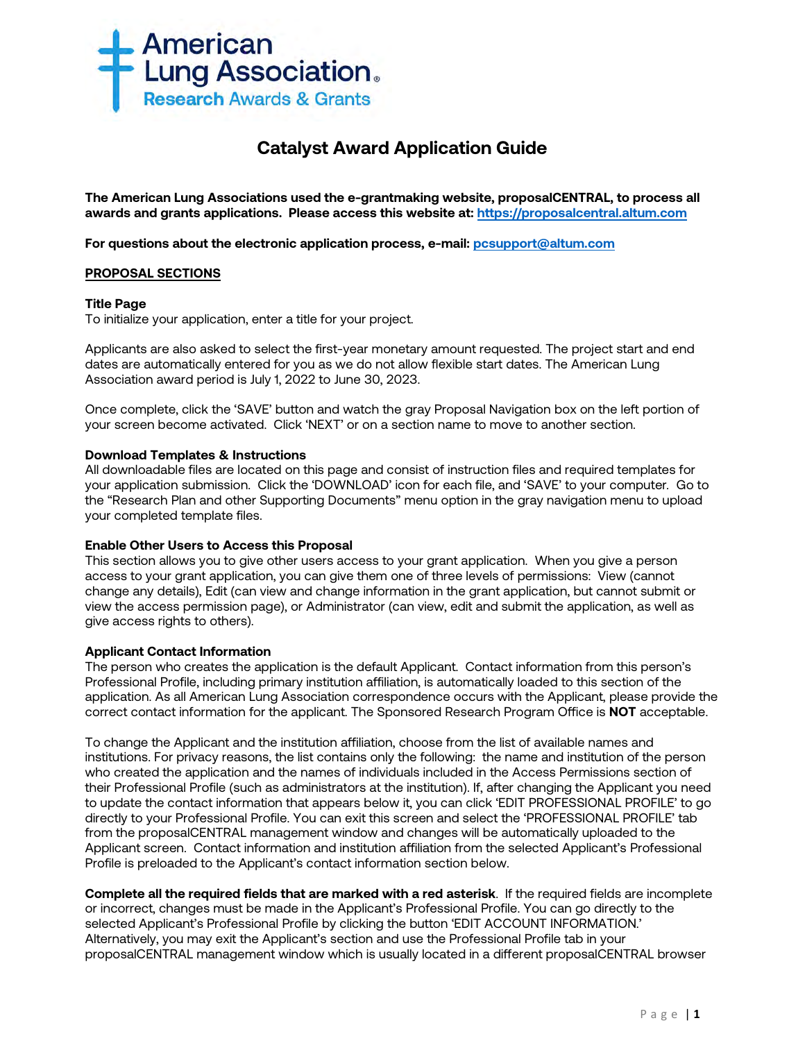# Catalyst Award Application Guide

**The American Lung Associations used the e-grantmaking website, proposalCENTRAL, to process all awards and grants applications. Please access this website at: https://proposalcentral.altum.com**

**For questions about the electronic application process, e-mail: pcsupport@altum.com**

## PROPOSAL SECTIONS

### Title Page

To initialize your application, enter a title for your project.

Applicants are also asked to select the first-year monetary amount requested. The project start and end dates are automatically entered for you as we do not allow flexible start dates. The American Lung Association award period is July 1, 2022 to June 30, 2023.

Once complete, click the 'SAVE' button and watch the gray Proposal Navigation box on the left portion of your screen become activated. Click 'NEXT' or on a section name to move to another section.

### Download Templates & Instructions

All downloadable files are located on this page and consist of instruction files and required templates for your application submission. Click the 'DOWNLOAD' icon for each file, and 'SAVE' to your computer. Go to the "Research Plan and other Supporting Documents" menu option in the gray navigation menu to upload your completed template files.

### Enable Other Users to Access this Proposal

This section allows you to give other users access to your grant application. When you give a person access to your grant application, you can give them one of three levels of permissions: View (cannot change any details), Edit (can view and change information in the grant application, but cannot submit or view the access permission page), or Administrator (can view, edit and submit the application, as well as give access rights to others).

### Applicant Contact Information

The person who creates the application is the default Applicant. Contact information from this person's Professional Profile, including primary institution affiliation, is automatically loaded to this section of the application. As all American Lung Association correspondence occurs with the Applicant, please provide the correct contact information for the applicant. The Sponsored Research Program Office is **NOT** acceptable.

To change the Applicant and the institution affiliation, choose from the list of available names and institutions. For privacy reasons, the list contains only the following: the name and institution of the person who created the application and the names of individuals included in the Access Permissions section of their Professional Profile (such as administrators at the institution). If, after changing the Applicant you need to update the contact information that appears below it, you can click 'EDIT PROFESSIONAL PROFILE' to go directly to your Professional Profile. You can exit this screen and select the 'PROFESSIONAL PROFILE' tab from the proposalCENTRAL management window and changes will be automatically uploaded to the Applicant screen. Contact information and institution affiliation from the selected Applicant's Professional Profile is preloaded to the Applicant's contact information section below.

**Complete all the required fields that are marked with a red asterisk**. If the required fields are incomplete or incorrect, changes must be made in the Applicant's Professional Profile. You can go directly to the selected Applicant's Professional Profile by clicking the button 'EDIT ACCOUNT INFORMATION.' Alternatively, you may exit the Applicant's section and use the Professional Profile tab in your proposalCENTRAL management window which is usually located in a different proposalCENTRAL browser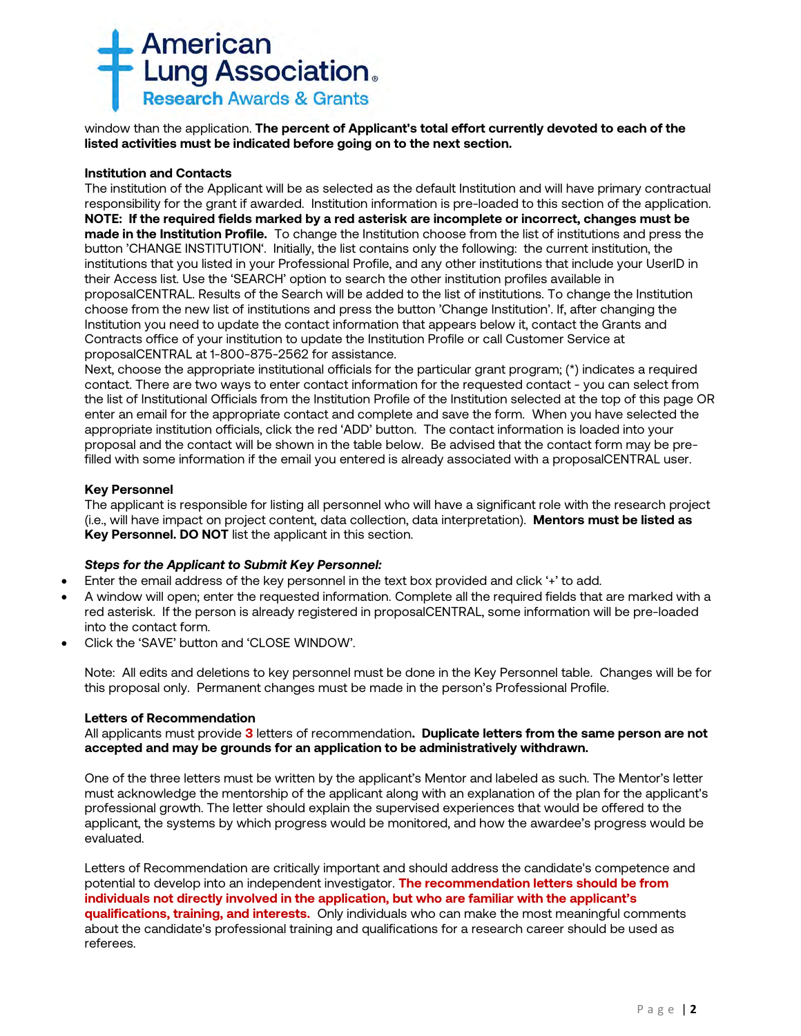window than the application. **The percent of Applicant's total effort currently devoted to each of the listed activities must be indicated before going on to the next section.**

**Institution and Contacts**

The institution of the Applicant will be as selected as the default Institution and will have primary contractual responsibility for the grant if awarded. Institution information is pre-loaded to this section of the application. **NOTE: If the required fields marked by a red asterisk are incomplete or incorrect, changes must be made in the Institution Profile.** To change the Institution choose from the list of institutions and press the button 'CHANGE INSTITUTION'. Initially, the list contains only the following: the current institution, the institutions that you listed in your Professional Profile, and any other institutions that include your UserID in their Access list. Use the 'SEARCH' option to search the other institution profiles available in proposalCENTRAL. Results of the Search will be added to the list of institutions. To change the Institution choose from the new list of institutions and press the button 'Change Institution'. If, after changing the Institution you need to update the contact information that appears below it, contact the Grants and Contracts office of your institution to update the Institution Profile or call Customer Service at proposalCENTRAL at 1-800-875-2562 for assistance.

Next, choose the appropriate institutional officials for the particular grant program; (*) indicates a required contact. There are two ways to enter contact information for the requested contact - you can select from the list of Institutional Officials from the Institution Profile of the Institution selected at the top of this page OR enter an email for the appropriate contact and complete and save the form. When you have selected the appropriate institution officials, click the red 'ADD' button. The contact information is loaded into your proposal and the contact will be shown in the table below. Be advised that the contact form may be pre-filled with some information if the email you entered is already associated with a proposalCENTRAL user.

**Key Personnel**

The applicant is responsible for listing all personnel who will have a significant role with the research project (i.e., will have impact on project content, data collection, data interpretation). **Mentors must be listed as Key Personnel. DO NOT** list the applicant in this section.

***Steps for the Applicant to Submit Key Personnel:***

- Enter the email address of the key personnel in the text box provided and click '+' to add.
- A window will open; enter the requested information. Complete all the required fields that are marked with a red asterisk. If the person is already registered in proposalCENTRAL, some information will be pre-loaded into the contact form.
- Click the 'SAVE' button and 'CLOSE WINDOW'.

Note: All edits and deletions to key personnel must be done in the Key Personnel table. Changes will be for this proposal only. Permanent changes must be made in the person's Professional Profile.

**Letters of Recommendation**

All applicants must provide **3** letters of recommendation**. Duplicate letters from the same person are not accepted and may be grounds for an application to be administratively withdrawn.**

One of the three letters must be written by the applicant's Mentor and labeled as such. The Mentor's letter must acknowledge the mentorship of the applicant along with an explanation of the plan for the applicant's professional growth. The letter should explain the supervised experiences that would be offered to the applicant, the systems by which progress would be monitored, and how the awardee's progress would be evaluated.

Letters of Recommendation are critically important and should address the candidate's competence and potential to develop into an independent investigator. **The recommendation letters should be from individuals not directly involved in the application, but who are familiar with the applicant's qualifications, training, and interests.** Only individuals who can make the most meaningful comments about the candidate's professional training and qualifications for a research career should be used as referees.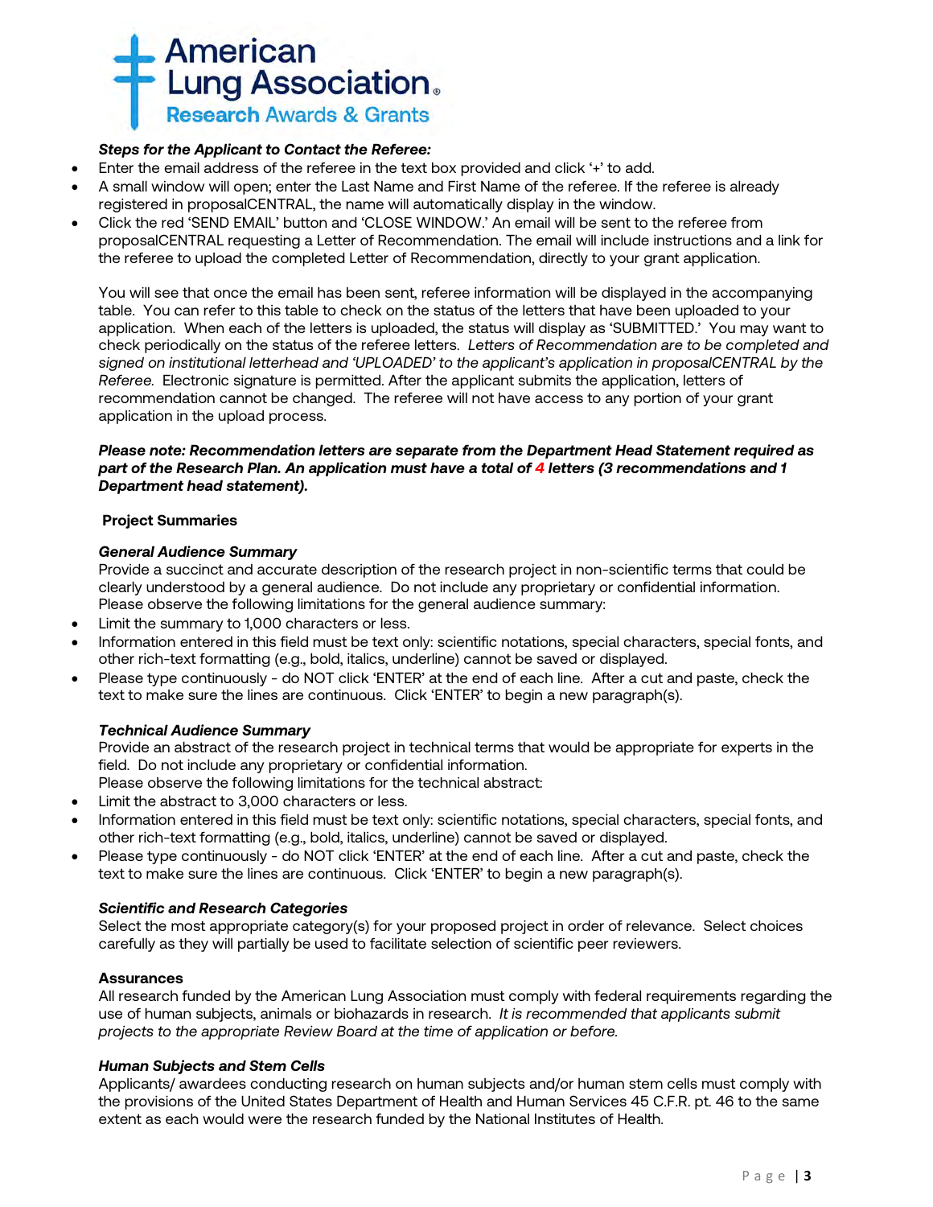***Steps for the Applicant to Contact the Referee:***

- Enter the email address of the referee in the text box provided and click '+' to add.
- A small window will open; enter the Last Name and First Name of the referee. If the referee is already registered in proposalCENTRAL, the name will automatically display in the window.
- Click the red 'SEND EMAIL' button and 'CLOSE WINDOW.' An email will be sent to the referee from proposalCENTRAL requesting a Letter of Recommendation. The email will include instructions and a link for the referee to upload the completed Letter of Recommendation, directly to your grant application.

You will see that once the email has been sent, referee information will be displayed in the accompanying table. You can refer to this table to check on the status of the letters that have been uploaded to your application. When each of the letters is uploaded, the status will display as 'SUBMITTED.' You may want to check periodically on the status of the referee letters. *Letters of Recommendation are to be completed and signed on institutional letterhead and 'UPLOADED' to the applicant's application in proposalCENTRAL by the Referee.* Electronic signature is permitted. After the applicant submits the application, letters of recommendation cannot be changed. The referee will not have access to any portion of your grant application in the upload process.

***Please note: Recommendation letters are separate from the Department Head Statement required as part of the Research Plan. An application must have a total of 4 letters (3 recommendations and 1 Department head statement).***

**Project Summaries**

***General Audience Summary***

Provide a succinct and accurate description of the research project in non-scientific terms that could be clearly understood by a general audience. Do not include any proprietary or confidential information. Please observe the following limitations for the general audience summary:

- Limit the summary to 1,000 characters or less.
- Information entered in this field must be text only: scientific notations, special characters, special fonts, and other rich-text formatting (e.g., bold, italics, underline) cannot be saved or displayed.
- Please type continuously - do NOT click 'ENTER' at the end of each line. After a cut and paste, check the text to make sure the lines are continuous. Click 'ENTER' to begin a new paragraph(s).

***Technical Audience Summary***

Provide an abstract of the research project in technical terms that would be appropriate for experts in the field. Do not include any proprietary or confidential information.
Please observe the following limitations for the technical abstract:

- Limit the abstract to 3,000 characters or less.
- Information entered in this field must be text only: scientific notations, special characters, special fonts, and other rich-text formatting (e.g., bold, italics, underline) cannot be saved or displayed.
- Please type continuously - do NOT click 'ENTER' at the end of each line. After a cut and paste, check the text to make sure the lines are continuous. Click 'ENTER' to begin a new paragraph(s).

***Scientific and Research Categories***

Select the most appropriate category(s) for your proposed project in order of relevance. Select choices carefully as they will partially be used to facilitate selection of scientific peer reviewers.

**Assurances**

All research funded by the American Lung Association must comply with federal requirements regarding the use of human subjects, animals or biohazards in research. *It is recommended that applicants submit projects to the appropriate Review Board at the time of application or before.*

***Human Subjects and Stem Cells***

Applicants/ awardees conducting research on human subjects and/or human stem cells must comply with the provisions of the United States Department of Health and Human Services 45 C.F.R. pt. 46 to the same extent as each would were the research funded by the National Institutes of Health.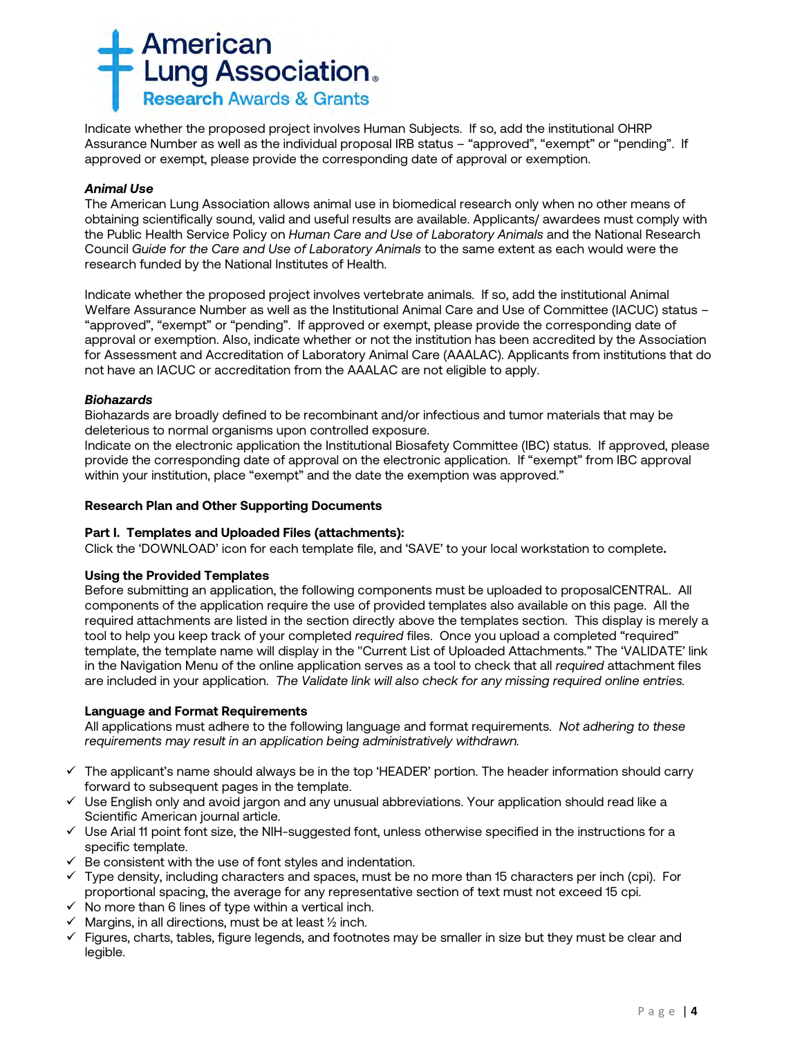Indicate whether the proposed project involves Human Subjects. If so, add the institutional OHRP Assurance Number as well as the individual proposal IRB status – "approved", "exempt" or "pending". If approved or exempt, please provide the corresponding date of approval or exemption.

### *Animal Use*

The American Lung Association allows animal use in biomedical research only when no other means of obtaining scientifically sound, valid and useful results are available. Applicants/ awardees must comply with the Public Health Service Policy on *Human Care and Use of Laboratory Animals* and the National Research Council *Guide for the Care and Use of Laboratory Animals* to the same extent as each would were the research funded by the National Institutes of Health.

Indicate whether the proposed project involves vertebrate animals. If so, add the institutional Animal Welfare Assurance Number as well as the Institutional Animal Care and Use of Committee (IACUC) status – "approved", "exempt" or "pending". If approved or exempt, please provide the corresponding date of approval or exemption. Also, indicate whether or not the institution has been accredited by the Association for Assessment and Accreditation of Laboratory Animal Care (AAALAC). Applicants from institutions that do not have an IACUC or accreditation from the AAALAC are not eligible to apply.

### *Biohazards*

Biohazards are broadly defined to be recombinant and/or infectious and tumor materials that may be deleterious to normal organisms upon controlled exposure.
Indicate on the electronic application the Institutional Biosafety Committee (IBC) status. If approved, please provide the corresponding date of approval on the electronic application. If "exempt" from IBC approval within your institution, place "exempt" and the date the exemption was approved."

## Research Plan and Other Supporting Documents

### Part I. Templates and Uploaded Files (attachments):

Click the 'DOWNLOAD' icon for each template file, and 'SAVE' to your local workstation to complete**.**

### Using the Provided Templates

Before submitting an application, the following components must be uploaded to proposalCENTRAL. All components of the application require the use of provided templates also available on this page. All the required attachments are listed in the section directly above the templates section. This display is merely a tool to help you keep track of your completed *required* files. Once you upload a completed "required" template, the template name will display in the "Current List of Uploaded Attachments." The 'VALIDATE' link in the Navigation Menu of the online application serves as a tool to check that all *required* attachment files are included in your application. *The Validate link will also check for any missing required online entries.*

### Language and Format Requirements

All applications must adhere to the following language and format requirements. *Not adhering to these requirements may result in an application being administratively withdrawn.*

- ✓ The applicant's name should always be in the top 'HEADER' portion. The header information should carry forward to subsequent pages in the template.
- ✓ Use English only and avoid jargon and any unusual abbreviations. Your application should read like a Scientific American journal article.
- ✓ Use Arial 11 point font size, the NIH-suggested font, unless otherwise specified in the instructions for a specific template.
- ✓ Be consistent with the use of font styles and indentation.
- ✓ Type density, including characters and spaces, must be no more than 15 characters per inch (cpi). For proportional spacing, the average for any representative section of text must not exceed 15 cpi.
- ✓ No more than 6 lines of type within a vertical inch.
- ✓ Margins, in all directions, must be at least ½ inch.
- ✓ Figures, charts, tables, figure legends, and footnotes may be smaller in size but they must be clear and legible.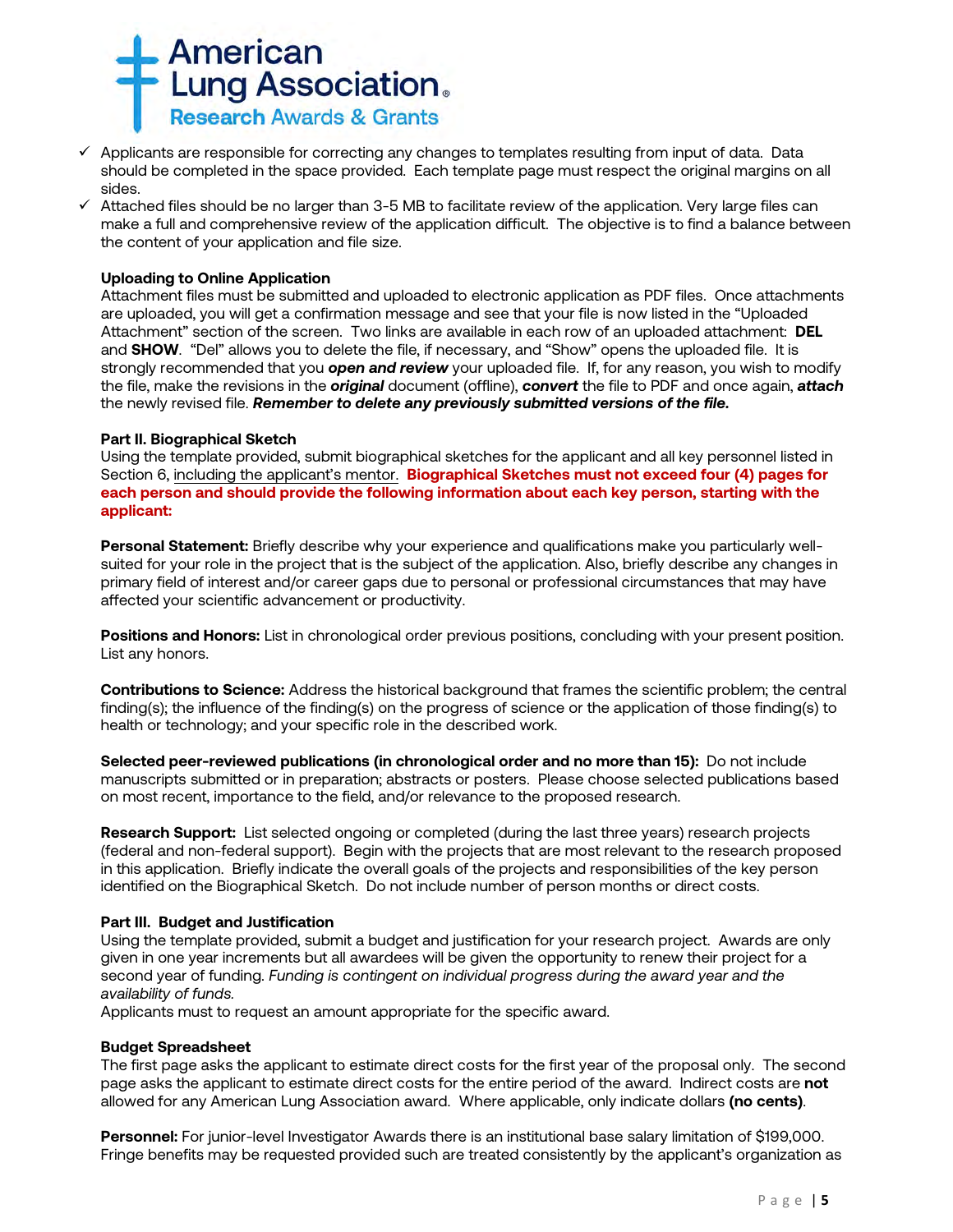- ✓ Applicants are responsible for correcting any changes to templates resulting from input of data. Data should be completed in the space provided. Each template page must respect the original margins on all sides.
- ✓ Attached files should be no larger than 3-5 MB to facilitate review of the application. Very large files can make a full and comprehensive review of the application difficult. The objective is to find a balance between the content of your application and file size.

**Uploading to Online Application**
Attachment files must be submitted and uploaded to electronic application as PDF files. Once attachments are uploaded, you will get a confirmation message and see that your file is now listed in the "Uploaded Attachment" section of the screen. Two links are available in each row of an uploaded attachment: **DEL** and **SHOW**. "Del" allows you to delete the file, if necessary, and "Show" opens the uploaded file. It is strongly recommended that you ***open and review*** your uploaded file. If, for any reason, you wish to modify the file, make the revisions in the ***original*** document (offline), ***convert*** the file to PDF and once again, ***attach*** the newly revised file. ***Remember to delete any previously submitted versions of the file.***

**Part II. Biographical Sketch**
Using the template provided, submit biographical sketches for the applicant and all key personnel listed in Section 6, including the applicant's mentor. **Biographical Sketches must not exceed four (4) pages for each person and should provide the following information about each key person, starting with the applicant:**

**Personal Statement:** Briefly describe why your experience and qualifications make you particularly well-suited for your role in the project that is the subject of the application. Also, briefly describe any changes in primary field of interest and/or career gaps due to personal or professional circumstances that may have affected your scientific advancement or productivity.

**Positions and Honors:** List in chronological order previous positions, concluding with your present position. List any honors.

**Contributions to Science:** Address the historical background that frames the scientific problem; the central finding(s); the influence of the finding(s) on the progress of science or the application of those finding(s) to health or technology; and your specific role in the described work.

**Selected peer-reviewed publications (in chronological order and no more than 15):** Do not include manuscripts submitted or in preparation; abstracts or posters. Please choose selected publications based on most recent, importance to the field, and/or relevance to the proposed research.

**Research Support:** List selected ongoing or completed (during the last three years) research projects (federal and non-federal support). Begin with the projects that are most relevant to the research proposed in this application. Briefly indicate the overall goals of the projects and responsibilities of the key person identified on the Biographical Sketch. Do not include number of person months or direct costs.

**Part III. Budget and Justification**
Using the template provided, submit a budget and justification for your research project. Awards are only given in one year increments but all awardees will be given the opportunity to renew their project for a second year of funding. *Funding is contingent on individual progress during the award year and the availability of funds.*
Applicants must to request an amount appropriate for the specific award.

**Budget Spreadsheet**
The first page asks the applicant to estimate direct costs for the first year of the proposal only. The second page asks the applicant to estimate direct costs for the entire period of the award. Indirect costs are **not** allowed for any American Lung Association award. Where applicable, only indicate dollars **(no cents)**.

**Personnel:** For junior-level Investigator Awards there is an institutional base salary limitation of $199,000. Fringe benefits may be requested provided such are treated consistently by the applicant's organization as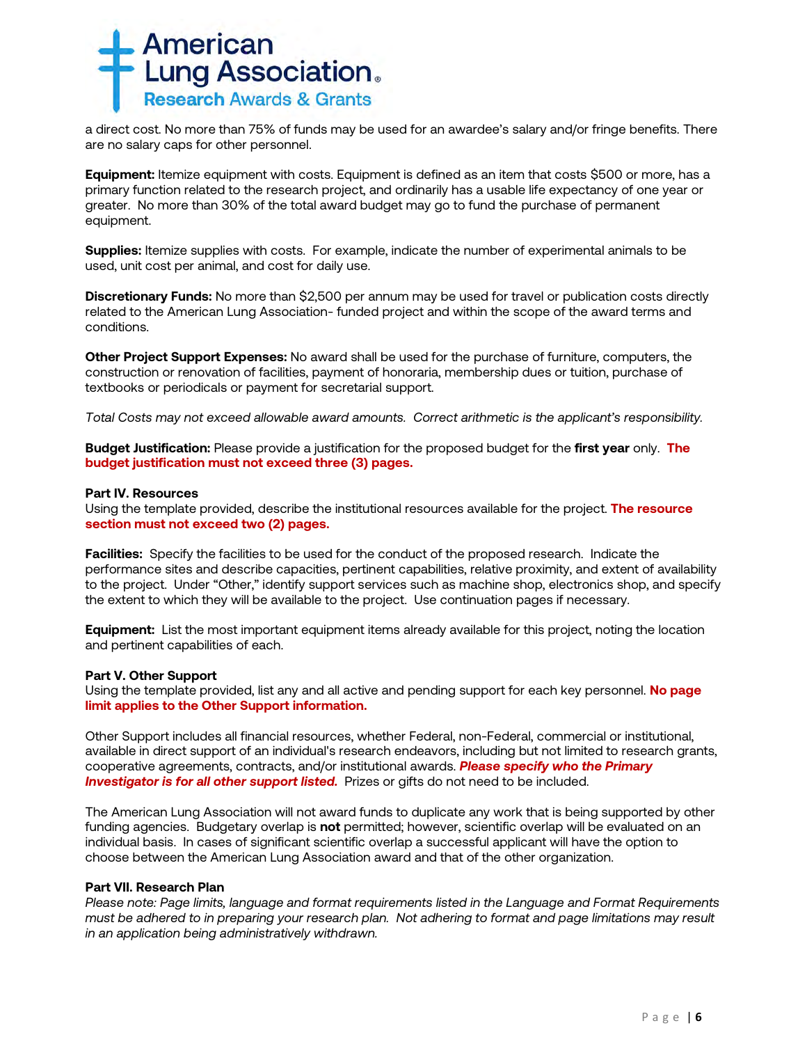a direct cost. No more than 75% of funds may be used for an awardee's salary and/or fringe benefits. There are no salary caps for other personnel.

**Equipment:** Itemize equipment with costs. Equipment is defined as an item that costs $500 or more, has a primary function related to the research project, and ordinarily has a usable life expectancy of one year or greater. No more than 30% of the total award budget may go to fund the purchase of permanent equipment.

**Supplies:** Itemize supplies with costs. For example, indicate the number of experimental animals to be used, unit cost per animal, and cost for daily use.

**Discretionary Funds:** No more than $2,500 per annum may be used for travel or publication costs directly related to the American Lung Association- funded project and within the scope of the award terms and conditions.

**Other Project Support Expenses:** No award shall be used for the purchase of furniture, computers, the construction or renovation of facilities, payment of honoraria, membership dues or tuition, purchase of textbooks or periodicals or payment for secretarial support.

*Total Costs may not exceed allowable award amounts. Correct arithmetic is the applicant's responsibility.*

**Budget Justification:** Please provide a justification for the proposed budget for the **first year** only. **The budget justification must not exceed three (3) pages.**

**Part IV. Resources**
Using the template provided, describe the institutional resources available for the project. **The resource section must not exceed two (2) pages.**

**Facilities:** Specify the facilities to be used for the conduct of the proposed research. Indicate the performance sites and describe capacities, pertinent capabilities, relative proximity, and extent of availability to the project. Under "Other," identify support services such as machine shop, electronics shop, and specify the extent to which they will be available to the project. Use continuation pages if necessary.

**Equipment:** List the most important equipment items already available for this project, noting the location and pertinent capabilities of each.

**Part V. Other Support**
Using the template provided, list any and all active and pending support for each key personnel. **No page limit applies to the Other Support information.**

Other Support includes all financial resources, whether Federal, non-Federal, commercial or institutional, available in direct support of an individual's research endeavors, including but not limited to research grants, cooperative agreements, contracts, and/or institutional awards. ***Please specify who the Primary Investigator is for all other support listed.*** Prizes or gifts do not need to be included.

The American Lung Association will not award funds to duplicate any work that is being supported by other funding agencies. Budgetary overlap is **not** permitted; however, scientific overlap will be evaluated on an individual basis. In cases of significant scientific overlap a successful applicant will have the option to choose between the American Lung Association award and that of the other organization.

**Part VII. Research Plan**
*Please note: Page limits, language and format requirements listed in the Language and Format Requirements must be adhered to in preparing your research plan. Not adhering to format and page limitations may result in an application being administratively withdrawn.*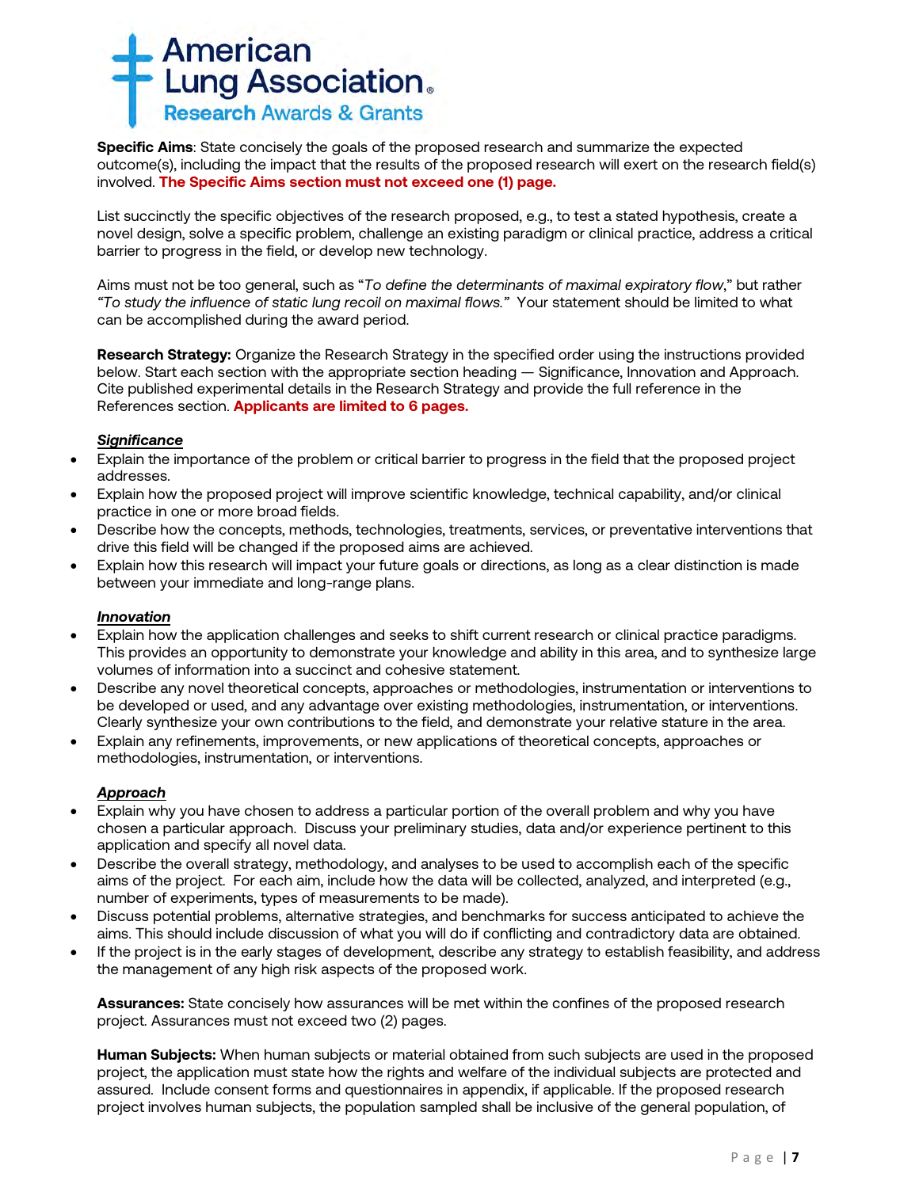**Specific Aims**: State concisely the goals of the proposed research and summarize the expected outcome(s), including the impact that the results of the proposed research will exert on the research field(s) involved. **The Specific Aims section must not exceed one (1) page.**

List succinctly the specific objectives of the research proposed, e.g., to test a stated hypothesis, create a novel design, solve a specific problem, challenge an existing paradigm or clinical practice, address a critical barrier to progress in the field, or develop new technology.

Aims must not be too general, such as "*To define the determinants of maximal expiratory flow*," but rather *"To study the influence of static lung recoil on maximal flows."* Your statement should be limited to what can be accomplished during the award period.

**Research Strategy:** Organize the Research Strategy in the specified order using the instructions provided below. Start each section with the appropriate section heading — Significance, Innovation and Approach. Cite published experimental details in the Research Strategy and provide the full reference in the References section. **Applicants are limited to 6 pages.**

***Significance***

- Explain the importance of the problem or critical barrier to progress in the field that the proposed project addresses.
- Explain how the proposed project will improve scientific knowledge, technical capability, and/or clinical practice in one or more broad fields.
- Describe how the concepts, methods, technologies, treatments, services, or preventative interventions that drive this field will be changed if the proposed aims are achieved.
- Explain how this research will impact your future goals or directions, as long as a clear distinction is made between your immediate and long-range plans.

***Innovation***

- Explain how the application challenges and seeks to shift current research or clinical practice paradigms. This provides an opportunity to demonstrate your knowledge and ability in this area, and to synthesize large volumes of information into a succinct and cohesive statement.
- Describe any novel theoretical concepts, approaches or methodologies, instrumentation or interventions to be developed or used, and any advantage over existing methodologies, instrumentation, or interventions. Clearly synthesize your own contributions to the field, and demonstrate your relative stature in the area.
- Explain any refinements, improvements, or new applications of theoretical concepts, approaches or methodologies, instrumentation, or interventions.

***Approach***

- Explain why you have chosen to address a particular portion of the overall problem and why you have chosen a particular approach. Discuss your preliminary studies, data and/or experience pertinent to this application and specify all novel data.
- Describe the overall strategy, methodology, and analyses to be used to accomplish each of the specific aims of the project. For each aim, include how the data will be collected, analyzed, and interpreted (e.g., number of experiments, types of measurements to be made).
- Discuss potential problems, alternative strategies, and benchmarks for success anticipated to achieve the aims. This should include discussion of what you will do if conflicting and contradictory data are obtained.
- If the project is in the early stages of development, describe any strategy to establish feasibility, and address the management of any high risk aspects of the proposed work.

**Assurances:** State concisely how assurances will be met within the confines of the proposed research project. Assurances must not exceed two (2) pages.

**Human Subjects:** When human subjects or material obtained from such subjects are used in the proposed project, the application must state how the rights and welfare of the individual subjects are protected and assured. Include consent forms and questionnaires in appendix, if applicable. If the proposed research project involves human subjects, the population sampled shall be inclusive of the general population, of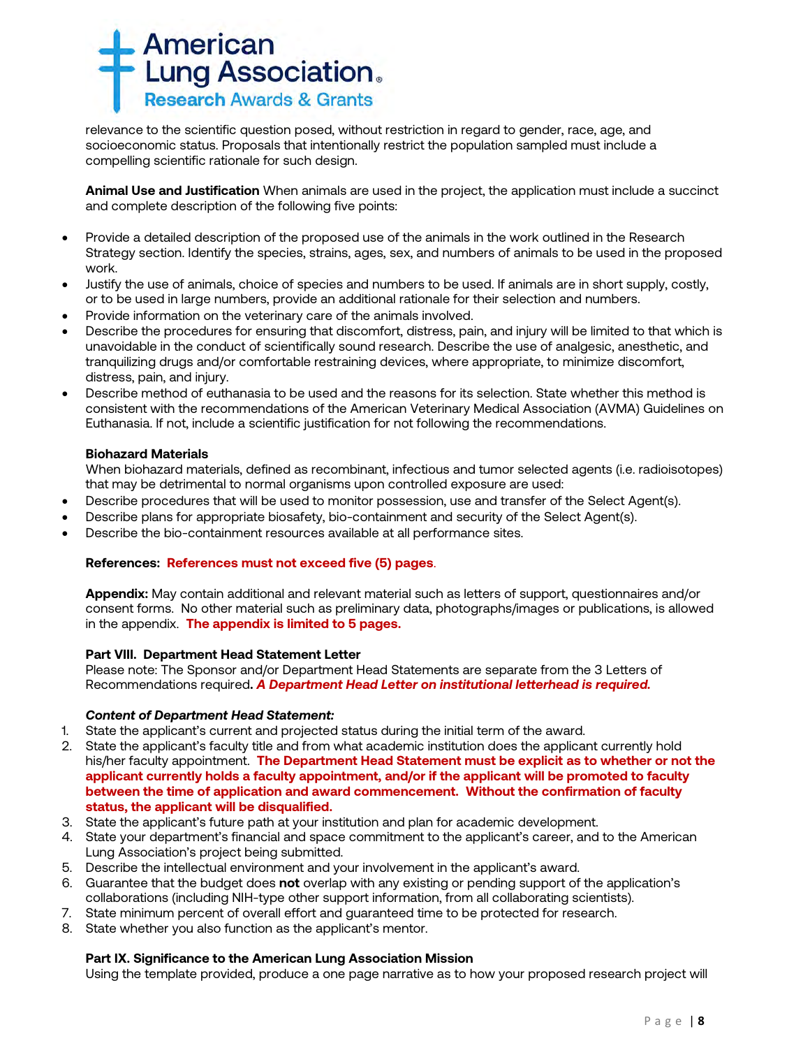relevance to the scientific question posed, without restriction in regard to gender, race, age, and socioeconomic status. Proposals that intentionally restrict the population sampled must include a compelling scientific rationale for such design.

**Animal Use and Justification** When animals are used in the project, the application must include a succinct and complete description of the following five points:

- Provide a detailed description of the proposed use of the animals in the work outlined in the Research Strategy section. Identify the species, strains, ages, sex, and numbers of animals to be used in the proposed work.
- Justify the use of animals, choice of species and numbers to be used. If animals are in short supply, costly, or to be used in large numbers, provide an additional rationale for their selection and numbers.
- Provide information on the veterinary care of the animals involved.
- Describe the procedures for ensuring that discomfort, distress, pain, and injury will be limited to that which is unavoidable in the conduct of scientifically sound research. Describe the use of analgesic, anesthetic, and tranquilizing drugs and/or comfortable restraining devices, where appropriate, to minimize discomfort, distress, pain, and injury.
- Describe method of euthanasia to be used and the reasons for its selection. State whether this method is consistent with the recommendations of the American Veterinary Medical Association (AVMA) Guidelines on Euthanasia. If not, include a scientific justification for not following the recommendations.

**Biohazard Materials**
When biohazard materials, defined as recombinant, infectious and tumor selected agents (i.e. radioisotopes) that may be detrimental to normal organisms upon controlled exposure are used:

- Describe procedures that will be used to monitor possession, use and transfer of the Select Agent(s).
- Describe plans for appropriate biosafety, bio-containment and security of the Select Agent(s).
- Describe the bio-containment resources available at all performance sites.

**References: References must not exceed five (5) pages.**

**Appendix:** May contain additional and relevant material such as letters of support, questionnaires and/or consent forms. No other material such as preliminary data, photographs/images or publications, is allowed in the appendix. **The appendix is limited to 5 pages.**

**Part VIII. Department Head Statement Letter**
Please note: The Sponsor and/or Department Head Statements are separate from the 3 Letters of Recommendations required**. *A Department Head Letter on institutional letterhead is required.***

***Content of Department Head Statement:***

1. State the applicant's current and projected status during the initial term of the award.
2. State the applicant's faculty title and from what academic institution does the applicant currently hold his/her faculty appointment. **The Department Head Statement must be explicit as to whether or not the applicant currently holds a faculty appointment, and/or if the applicant will be promoted to faculty between the time of application and award commencement. Without the confirmation of faculty status, the applicant will be disqualified.**
3. State the applicant's future path at your institution and plan for academic development.
4. State your department's financial and space commitment to the applicant's career, and to the American Lung Association's project being submitted.
5. Describe the intellectual environment and your involvement in the applicant's award.
6. Guarantee that the budget does **not** overlap with any existing or pending support of the application's collaborations (including NIH-type other support information, from all collaborating scientists).
7. State minimum percent of overall effort and guaranteed time to be protected for research.
8. State whether you also function as the applicant's mentor.

**Part IX. Significance to the American Lung Association Mission**
Using the template provided, produce a one page narrative as to how your proposed research project will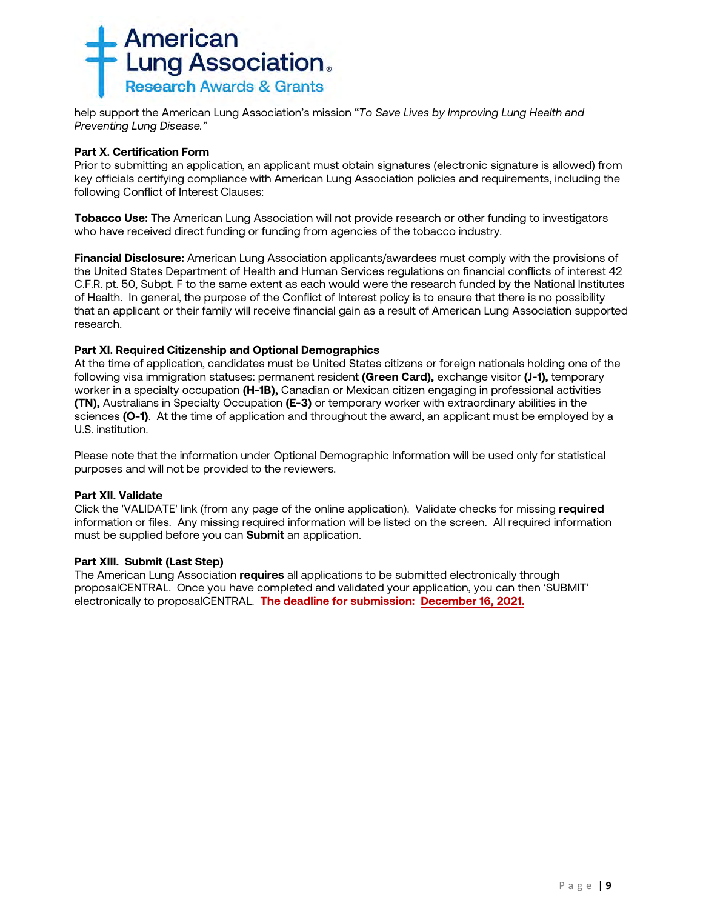help support the American Lung Association's mission "*To Save Lives by Improving Lung Health and Preventing Lung Disease.*"

**Part X. Certification Form**

Prior to submitting an application, an applicant must obtain signatures (electronic signature is allowed) from key officials certifying compliance with American Lung Association policies and requirements, including the following Conflict of Interest Clauses:

**Tobacco Use:** The American Lung Association will not provide research or other funding to investigators who have received direct funding or funding from agencies of the tobacco industry.

**Financial Disclosure:** American Lung Association applicants/awardees must comply with the provisions of the United States Department of Health and Human Services regulations on financial conflicts of interest 42 C.F.R. pt. 50, Subpt. F to the same extent as each would were the research funded by the National Institutes of Health. In general, the purpose of the Conflict of Interest policy is to ensure that there is no possibility that an applicant or their family will receive financial gain as a result of American Lung Association supported research.

**Part XI. Required Citizenship and Optional Demographics**

At the time of application, candidates must be United States citizens or foreign nationals holding one of the following visa immigration statuses: permanent resident **(Green Card),** exchange visitor **(J-1),** temporary worker in a specialty occupation **(H-1B),** Canadian or Mexican citizen engaging in professional activities **(TN),** Australians in Specialty Occupation **(E-3)** or temporary worker with extraordinary abilities in the sciences **(O-1)**. At the time of application and throughout the award, an applicant must be employed by a U.S. institution.

Please note that the information under Optional Demographic Information will be used only for statistical purposes and will not be provided to the reviewers.

**Part XII. Validate**

Click the 'VALIDATE' link (from any page of the online application). Validate checks for missing **required** information or files. Any missing required information will be listed on the screen. All required information must be supplied before you can **Submit** an application.

**Part XIII. Submit (Last Step)**

The American Lung Association **requires** all applications to be submitted electronically through proposalCENTRAL. Once you have completed and validated your application, you can then 'SUBMIT' electronically to proposalCENTRAL. **The deadline for submission: December 16, 2021.**